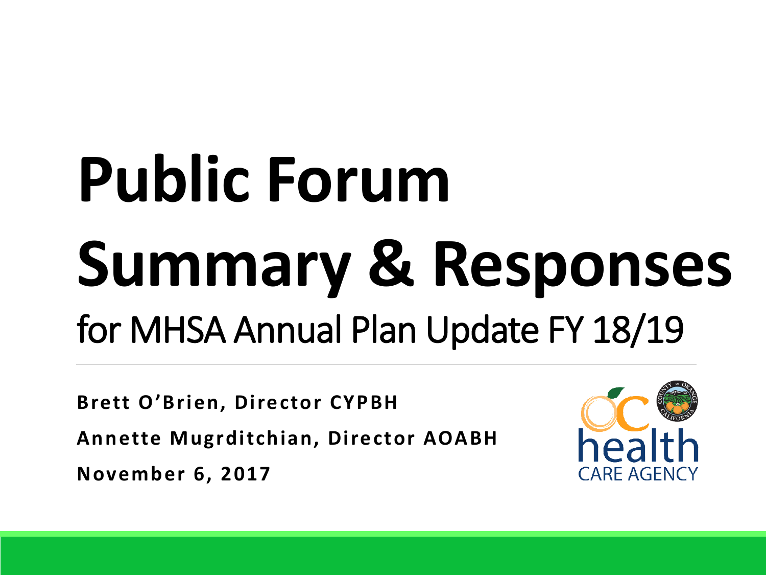# Public Forum Summary & Responses

## for MHSA Annual Plan Update FY 18/19

**Brett O'Brien, Director CYPBH**

**Annette Mugrditchian, Director AOABH**

**November 6, 2017**

health CARE AGENCY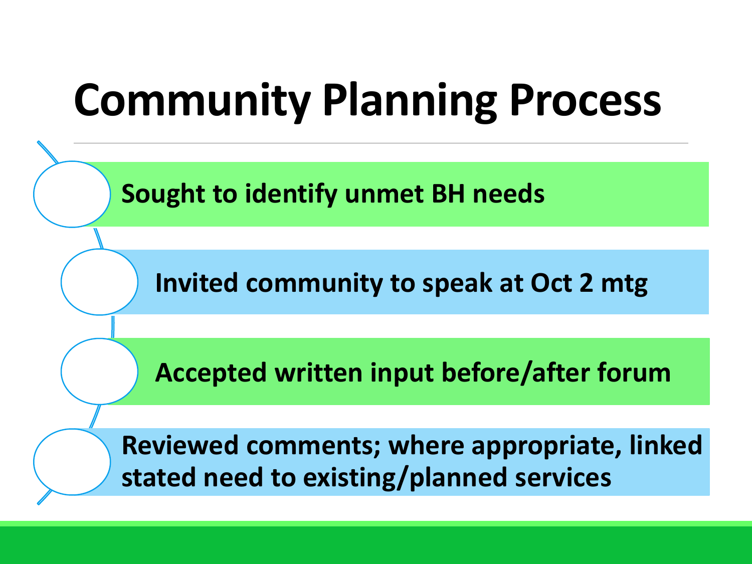# Community Planning Process

- **Sought to identify unmet BH needs**
- **Invited community to speak at Oct 2 mtg**
- **Accepted written input before/after forum**
- **Reviewed comments; where appropriate, linked stated need to existing/planned services**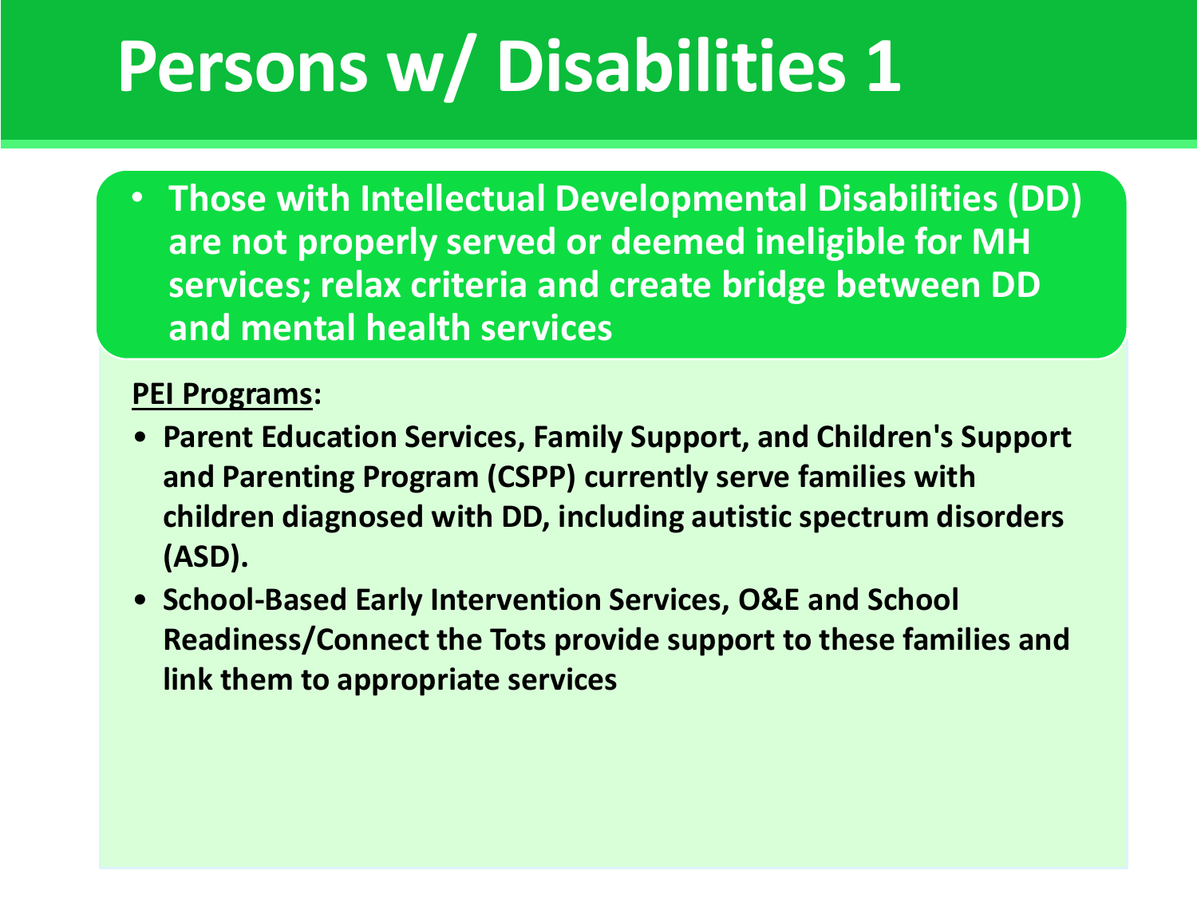# Persons w/ Disabilities 1

- **Those with Intellectual Developmental Disabilities (DD) are not properly served or deemed ineligible for MH services; relax criteria and create bridge between DD and mental health services**

**PEI Programs:**

- **Parent Education Services, Family Support, and Children's Support and Parenting Program (CSPP) currently serve families with children diagnosed with DD, including autistic spectrum disorders (ASD).**
- **School-Based Early Intervention Services, O&E and School Readiness/Connect the Tots provide support to these families and link them to appropriate services**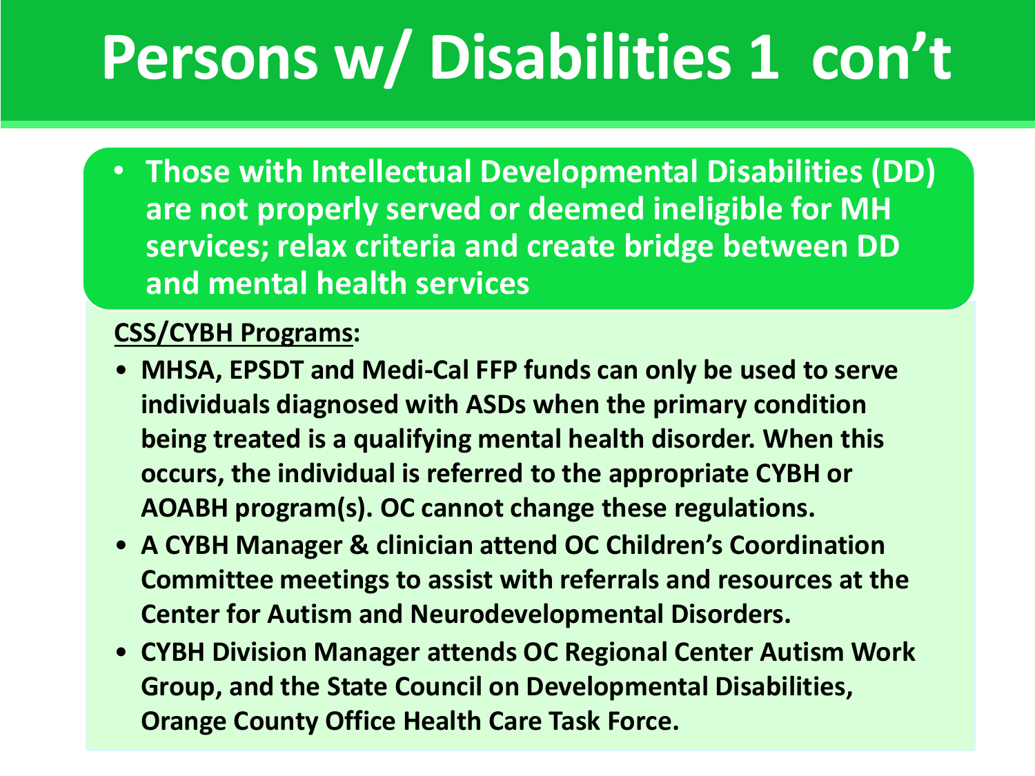# Persons w/ Disabilities 1 con't

- **Those with Intellectual Developmental Disabilities (DD) are not properly served or deemed ineligible for MH services; relax criteria and create bridge between DD and mental health services**

**<u>CSS/CYBH Programs</u>:**

- **MHSA, EPSDT and Medi-Cal FFP funds can only be used to serve individuals diagnosed with ASDs when the primary condition being treated is a qualifying mental health disorder. When this occurs, the individual is referred to the appropriate CYBH or AOABH program(s). OC cannot change these regulations.**
- **A CYBH Manager & clinician attend OC Children's Coordination Committee meetings to assist with referrals and resources at the Center for Autism and Neurodevelopmental Disorders.**
- **CYBH Division Manager attends OC Regional Center Autism Work Group, and the State Council on Developmental Disabilities, Orange County Office Health Care Task Force.**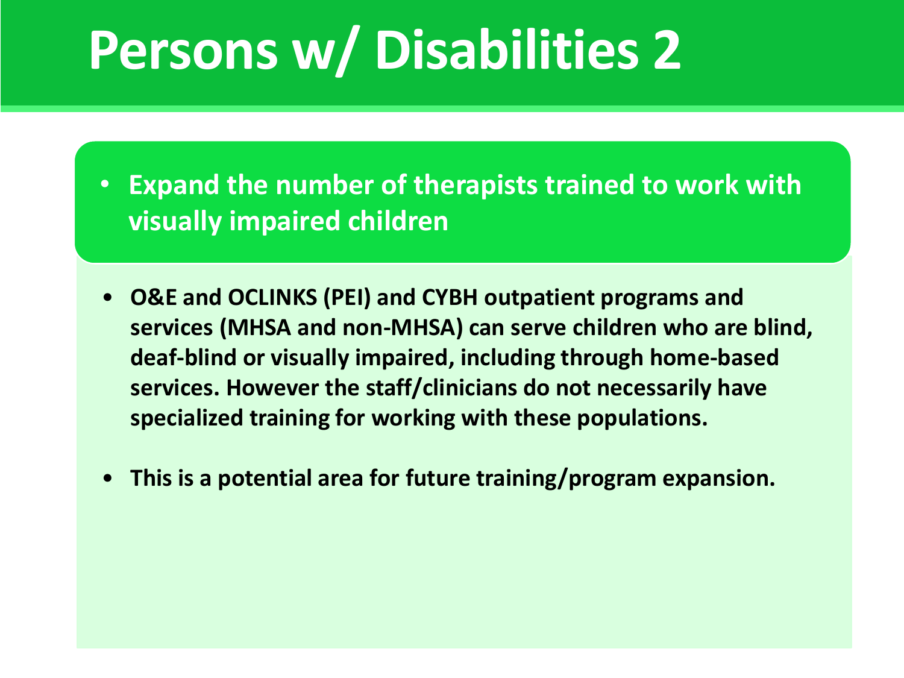# Persons w/ Disabilities 2

- **Expand the number of therapists trained to work with visually impaired children**

- **O&E and OCLINKS (PEI) and CYBH outpatient programs and services (MHSA and non-MHSA) can serve children who are blind, deaf-blind or visually impaired, including through home-based services. However the staff/clinicians do not necessarily have specialized training for working with these populations.**

- **This is a potential area for future training/program expansion.**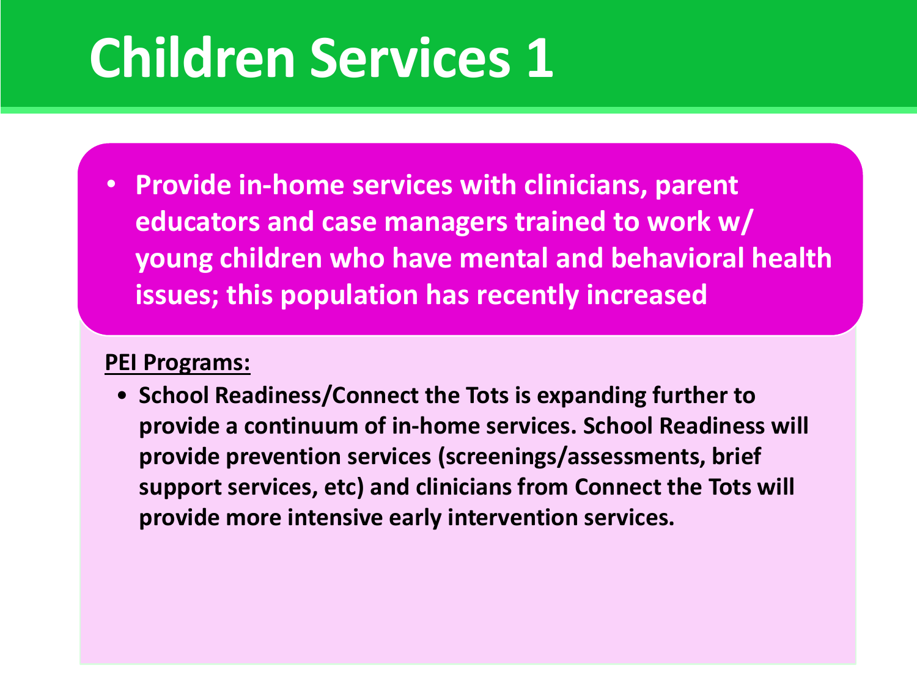# Children Services 1

- **Provide in-home services with clinicians, parent educators and case managers trained to work w/ young children who have mental and behavioral health issues; this population has recently increased**

**PEI Programs:**

- **School Readiness/Connect the Tots is expanding further to provide a continuum of in-home services. School Readiness will provide prevention services (screenings/assessments, brief support services, etc) and clinicians from Connect the Tots will provide more intensive early intervention services.**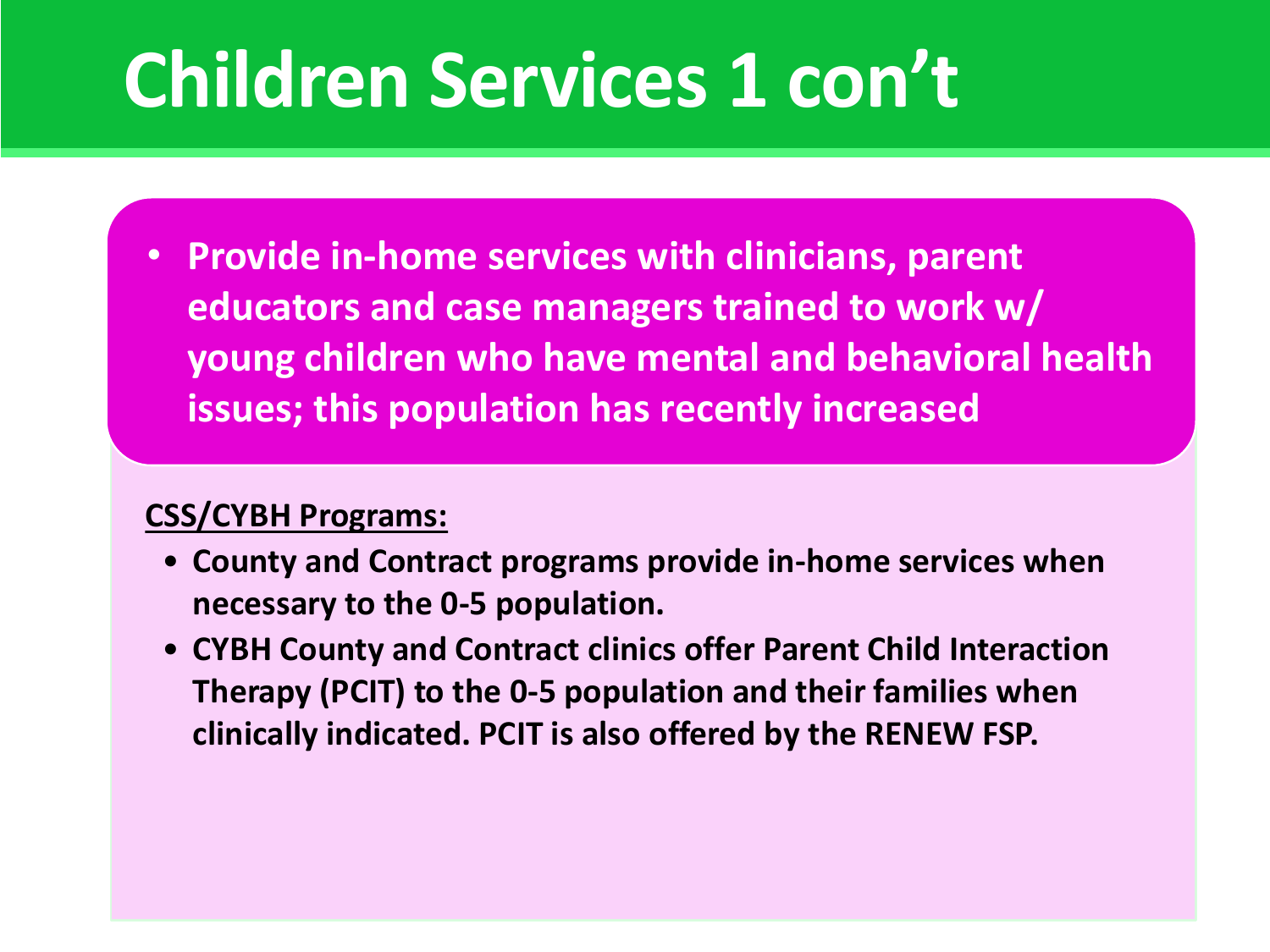# Children Services 1 con't

- **Provide in-home services with clinicians, parent educators and case managers trained to work w/ young children who have mental and behavioral health issues; this population has recently increased**

**CSS/CYBH Programs:**

- **County and Contract programs provide in-home services when necessary to the 0-5 population.**
- **CYBH County and Contract clinics offer Parent Child Interaction Therapy (PCIT) to the 0-5 population and their families when clinically indicated. PCIT is also offered by the RENEW FSP.**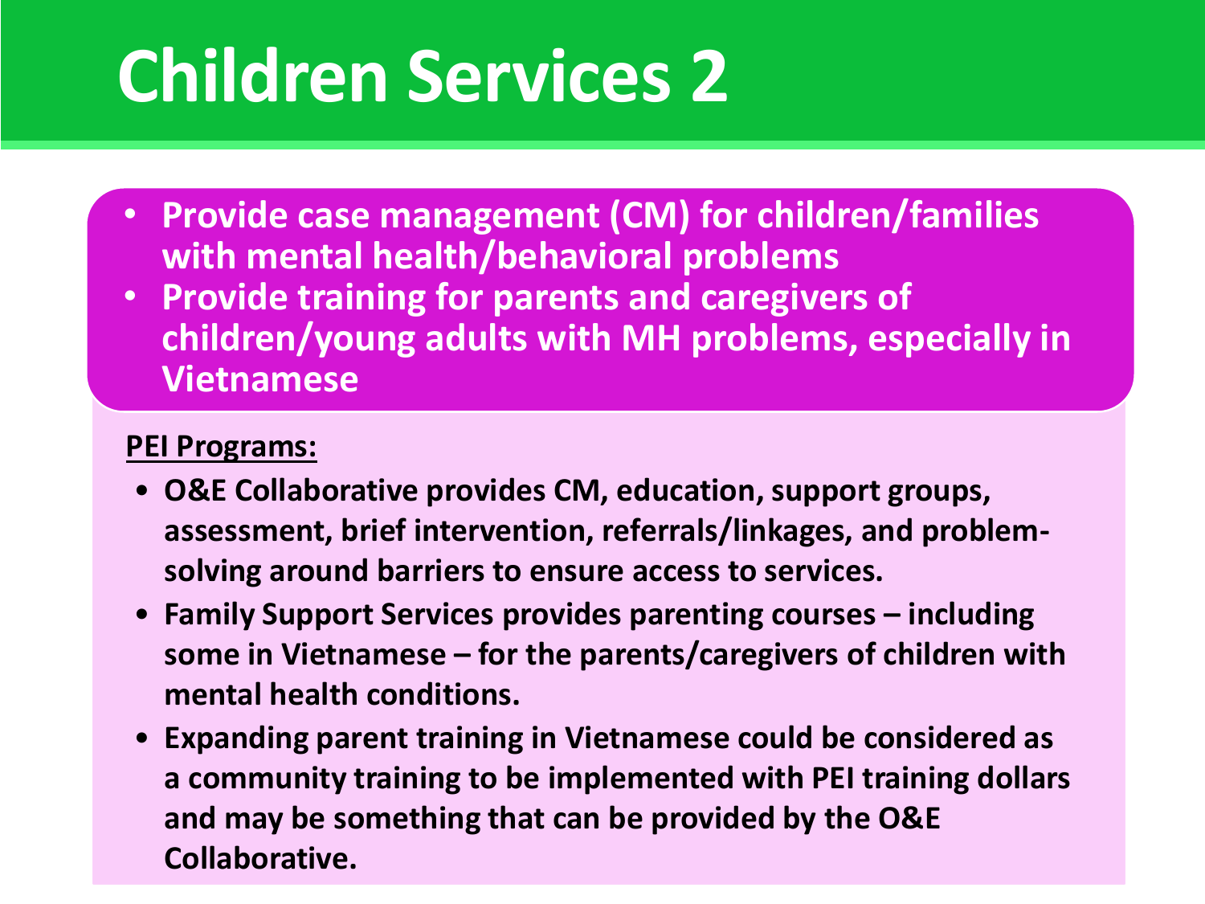# Children Services 2

- **Provide case management (CM) for children/families with mental health/behavioral problems**
- **Provide training for parents and caregivers of children/young adults with MH problems, especially in Vietnamese**

**PEI Programs:**

- **O&E Collaborative provides CM, education, support groups, assessment, brief intervention, referrals/linkages, and problem-solving around barriers to ensure access to services.**
- **Family Support Services provides parenting courses – including some in Vietnamese – for the parents/caregivers of children with mental health conditions.**
- **Expanding parent training in Vietnamese could be considered as a community training to be implemented with PEI training dollars and may be something that can be provided by the O&E Collaborative.**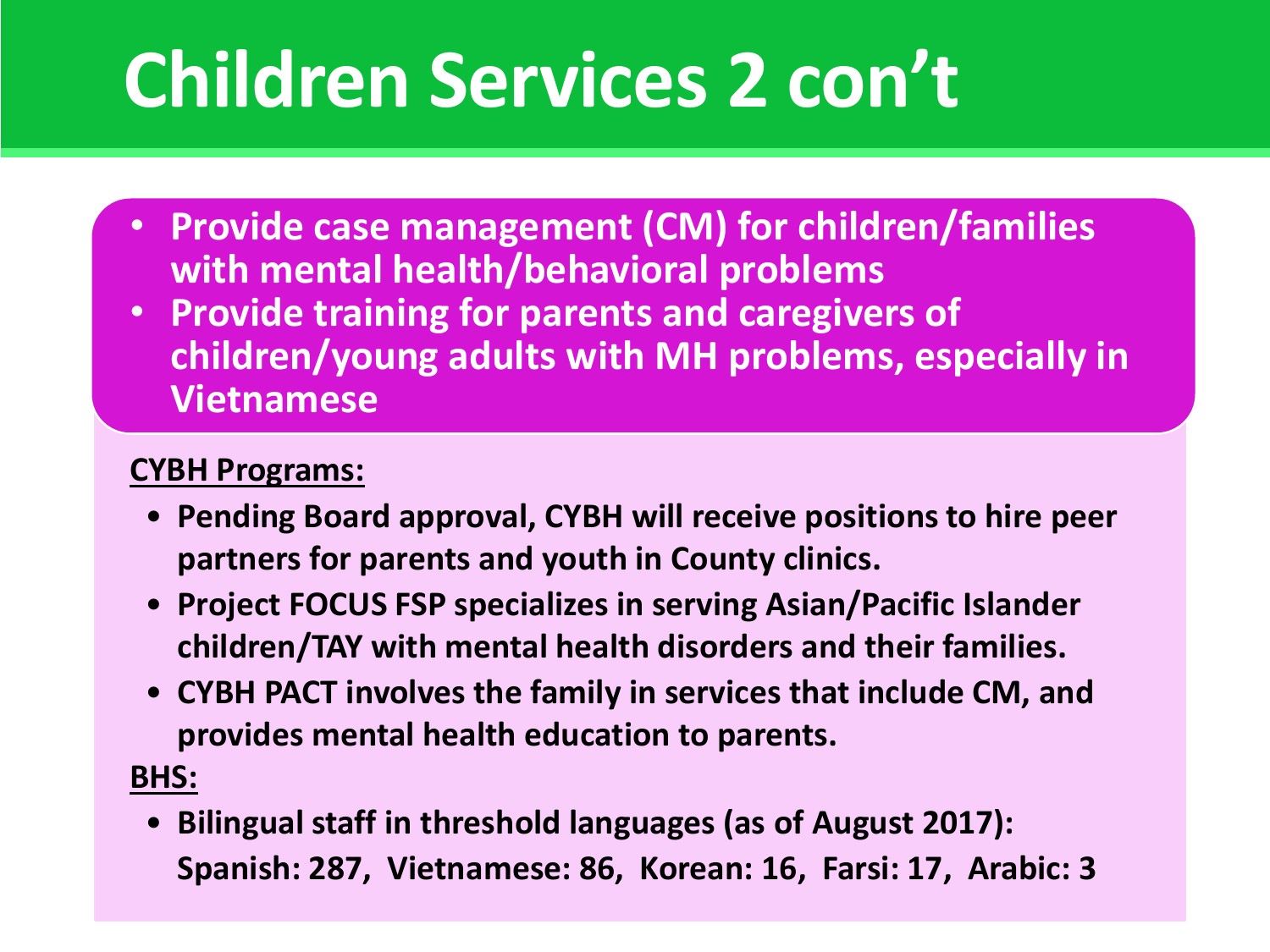# Children Services 2 con't

- **Provide case management (CM) for children/families with mental health/behavioral problems**
- **Provide training for parents and caregivers of children/young adults with MH problems, especially in Vietnamese**

**CYBH Programs:**

- **Pending Board approval, CYBH will receive positions to hire peer partners for parents and youth in County clinics.**
- **Project FOCUS FSP specializes in serving Asian/Pacific Islander children/TAY with mental health disorders and their families.**
- **CYBH PACT involves the family in services that include CM, and provides mental health education to parents.**

**BHS:**

- **Bilingual staff in threshold languages (as of August 2017): Spanish: 287, Vietnamese: 86, Korean: 16, Farsi: 17, Arabic: 3**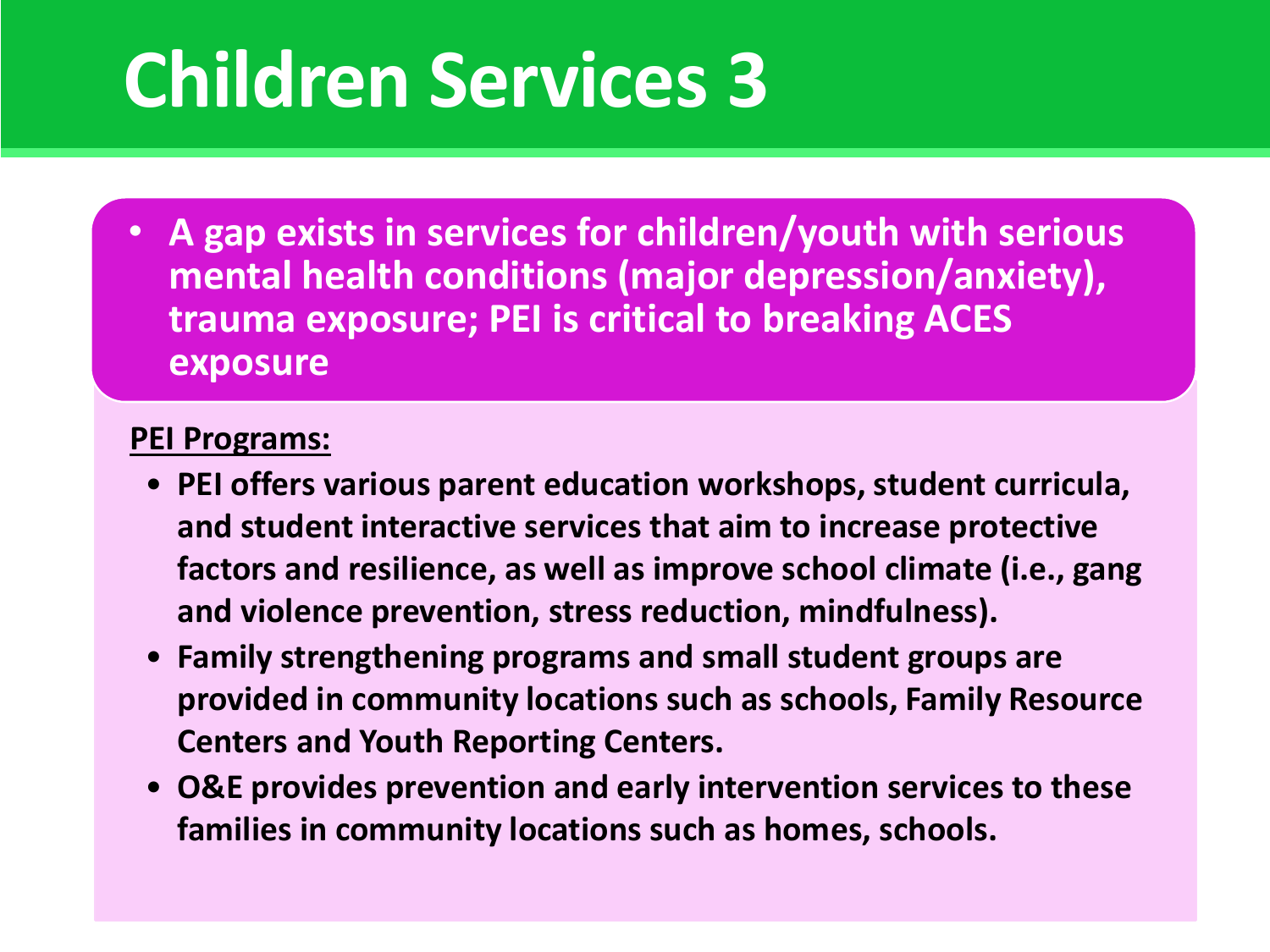# Children Services 3

- **A gap exists in services for children/youth with serious mental health conditions (major depression/anxiety), trauma exposure; PEI is critical to breaking ACES exposure**

**PEI Programs:**

- **PEI offers various parent education workshops, student curricula, and student interactive services that aim to increase protective factors and resilience, as well as improve school climate (i.e., gang and violence prevention, stress reduction, mindfulness).**
- **Family strengthening programs and small student groups are provided in community locations such as schools, Family Resource Centers and Youth Reporting Centers.**
- **O&E provides prevention and early intervention services to these families in community locations such as homes, schools.**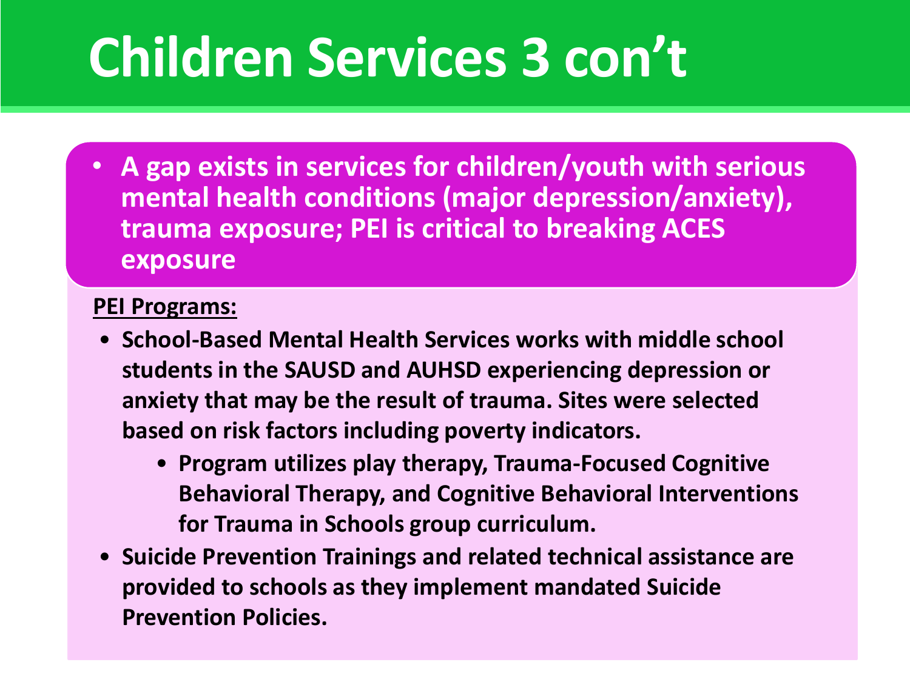# Children Services 3 con't

- **A gap exists in services for children/youth with serious mental health conditions (major depression/anxiety), trauma exposure; PEI is critical to breaking ACES exposure**

**PEI Programs:**

- **School-Based Mental Health Services works with middle school students in the SAUSD and AUHSD experiencing depression or anxiety that may be the result of trauma. Sites were selected based on risk factors including poverty indicators.**
  - **Program utilizes play therapy, Trauma-Focused Cognitive Behavioral Therapy, and Cognitive Behavioral Interventions for Trauma in Schools group curriculum.**
- **Suicide Prevention Trainings and related technical assistance are provided to schools as they implement mandated Suicide Prevention Policies.**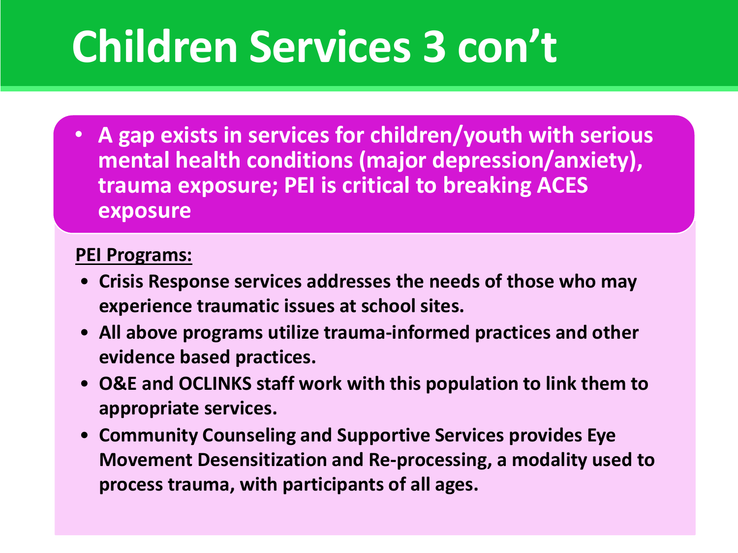# Children Services 3 con't

- **A gap exists in services for children/youth with serious mental health conditions (major depression/anxiety), trauma exposure; PEI is critical to breaking ACES exposure**

**PEI Programs:**

- **Crisis Response services addresses the needs of those who may experience traumatic issues at school sites.**
- **All above programs utilize trauma-informed practices and other evidence based practices.**
- **O&E and OCLINKS staff work with this population to link them to appropriate services.**
- **Community Counseling and Supportive Services provides Eye Movement Desensitization and Re-processing, a modality used to process trauma, with participants of all ages.**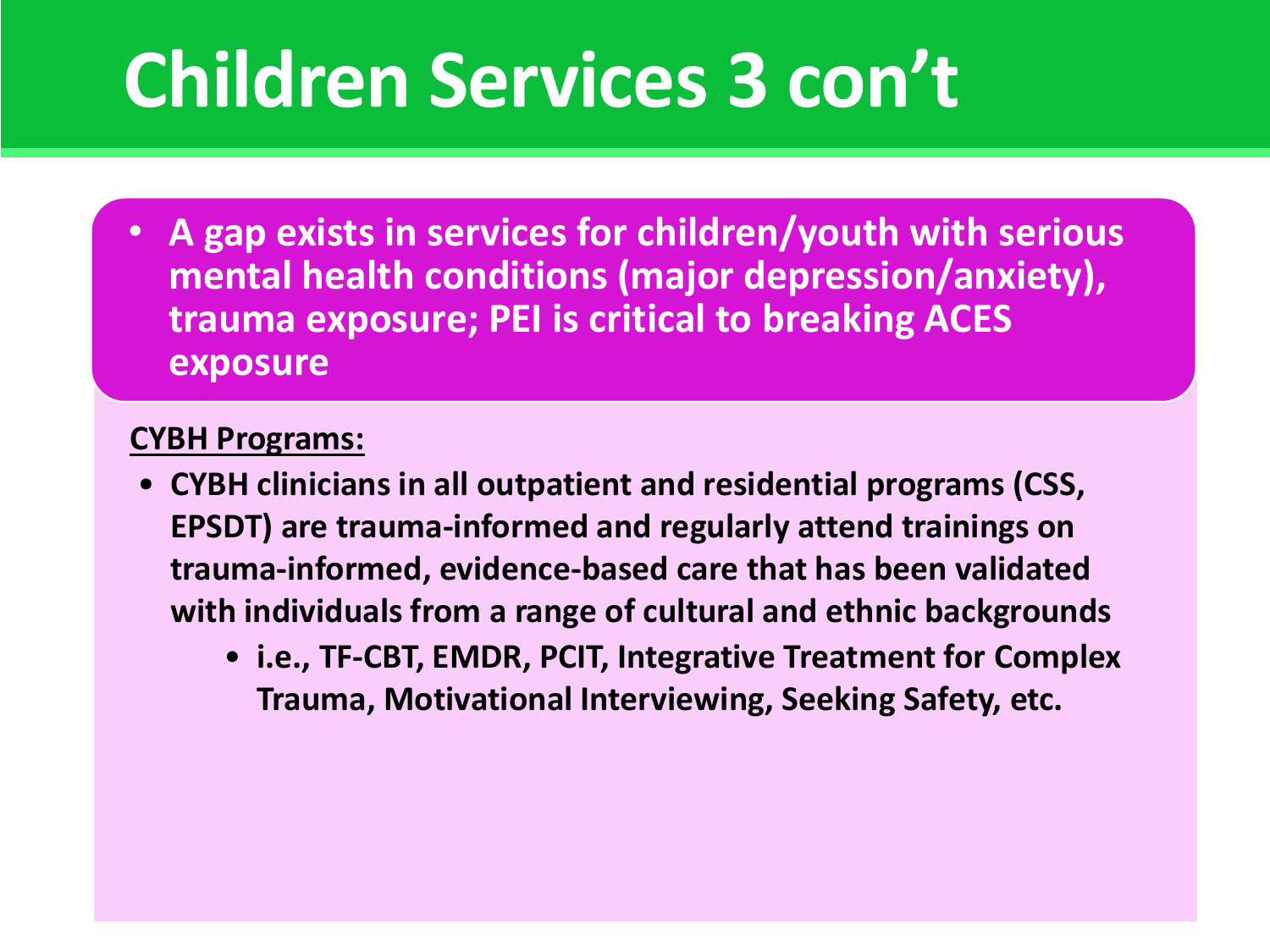# Children Services 3 con’t

- **A gap exists in services for children/youth with serious mental health conditions (major depression/anxiety), trauma exposure; PEI is critical to breaking ACES exposure**

**CYBH Programs:**

- **CYBH clinicians in all outpatient and residential programs (CSS, EPSDT) are trauma-informed and regularly attend trainings on trauma-informed, evidence-based care that has been validated with individuals from a range of cultural and ethnic backgrounds**
  - **i.e., TF-CBT, EMDR, PCIT, Integrative Treatment for Complex Trauma, Motivational Interviewing, Seeking Safety, etc.**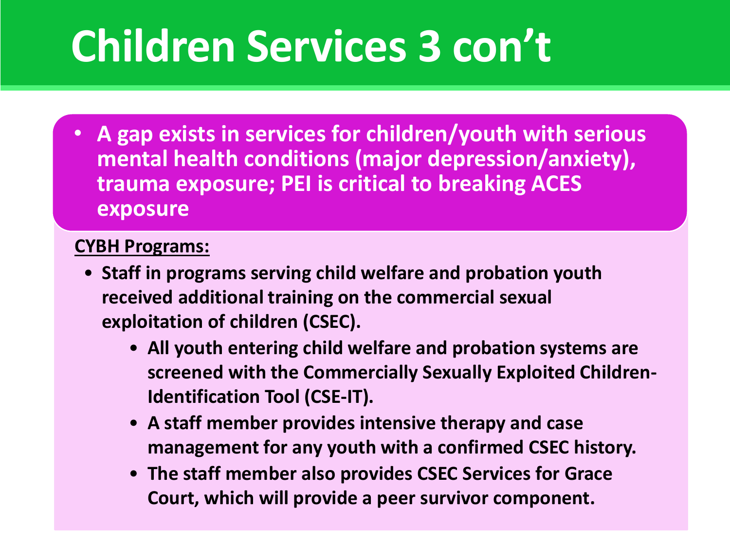# Children Services 3 con't

- **A gap exists in services for children/youth with serious mental health conditions (major depression/anxiety), trauma exposure; PEI is critical to breaking ACES exposure**

**CYBH Programs:**

- **Staff in programs serving child welfare and probation youth received additional training on the commercial sexual exploitation of children (CSEC).**
  - **All youth entering child welfare and probation systems are screened with the Commercially Sexually Exploited Children-Identification Tool (CSE-IT).**
  - **A staff member provides intensive therapy and case management for any youth with a confirmed CSEC history.**
  - **The staff member also provides CSEC Services for Grace Court, which will provide a peer survivor component.**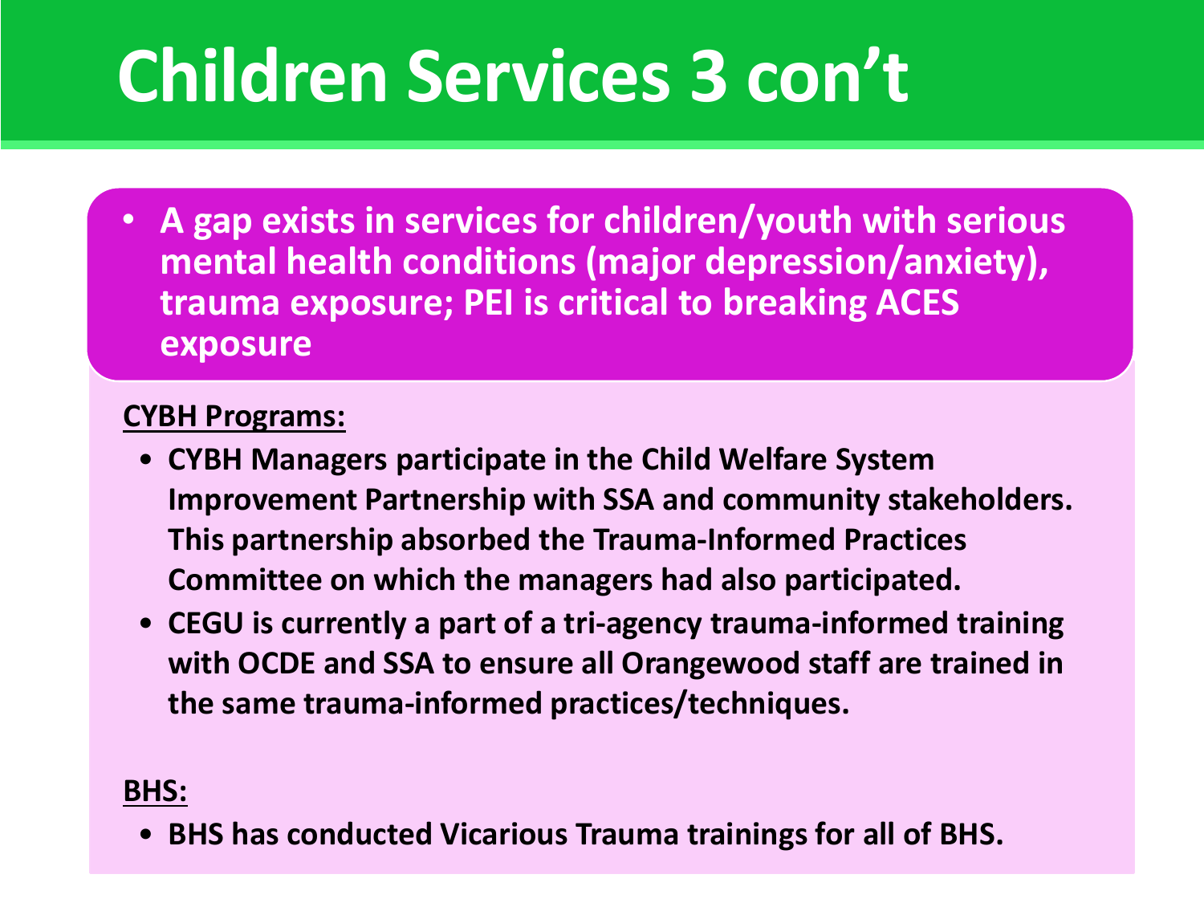# Children Services 3 con't

- **A gap exists in services for children/youth with serious mental health conditions (major depression/anxiety), trauma exposure; PEI is critical to breaking ACES exposure**

**CYBH Programs:**

- **CYBH Managers participate in the Child Welfare System Improvement Partnership with SSA and community stakeholders. This partnership absorbed the Trauma-Informed Practices Committee on which the managers had also participated.**
- **CEGU is currently a part of a tri-agency trauma-informed training with OCDE and SSA to ensure all Orangewood staff are trained in the same trauma-informed practices/techniques.**

**BHS:**

- **BHS has conducted Vicarious Trauma trainings for all of BHS.**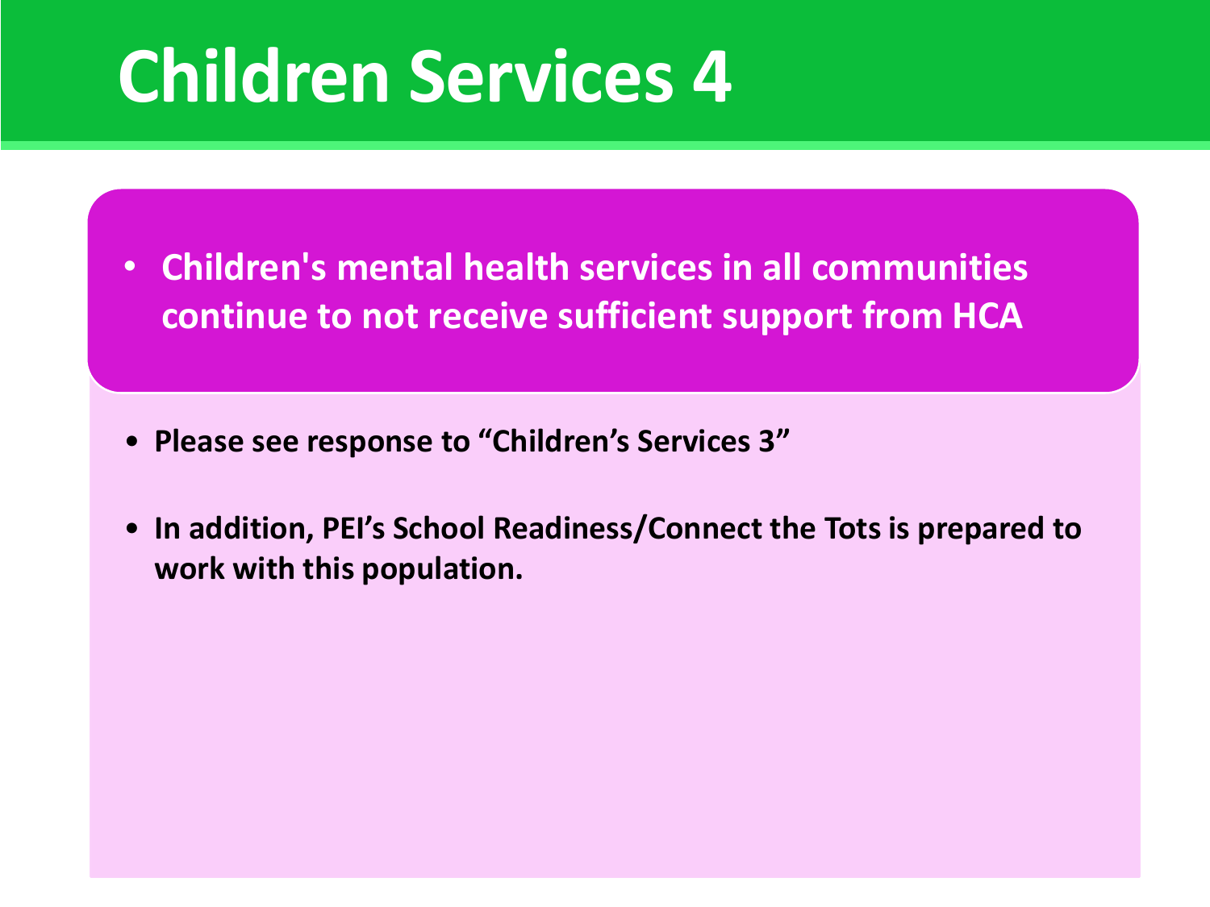# Children Services 4

- **Children's mental health services in all communities continue to not receive sufficient support from HCA**

- **Please see response to "Children's Services 3"**
- **In addition, PEI's School Readiness/Connect the Tots is prepared to work with this population.**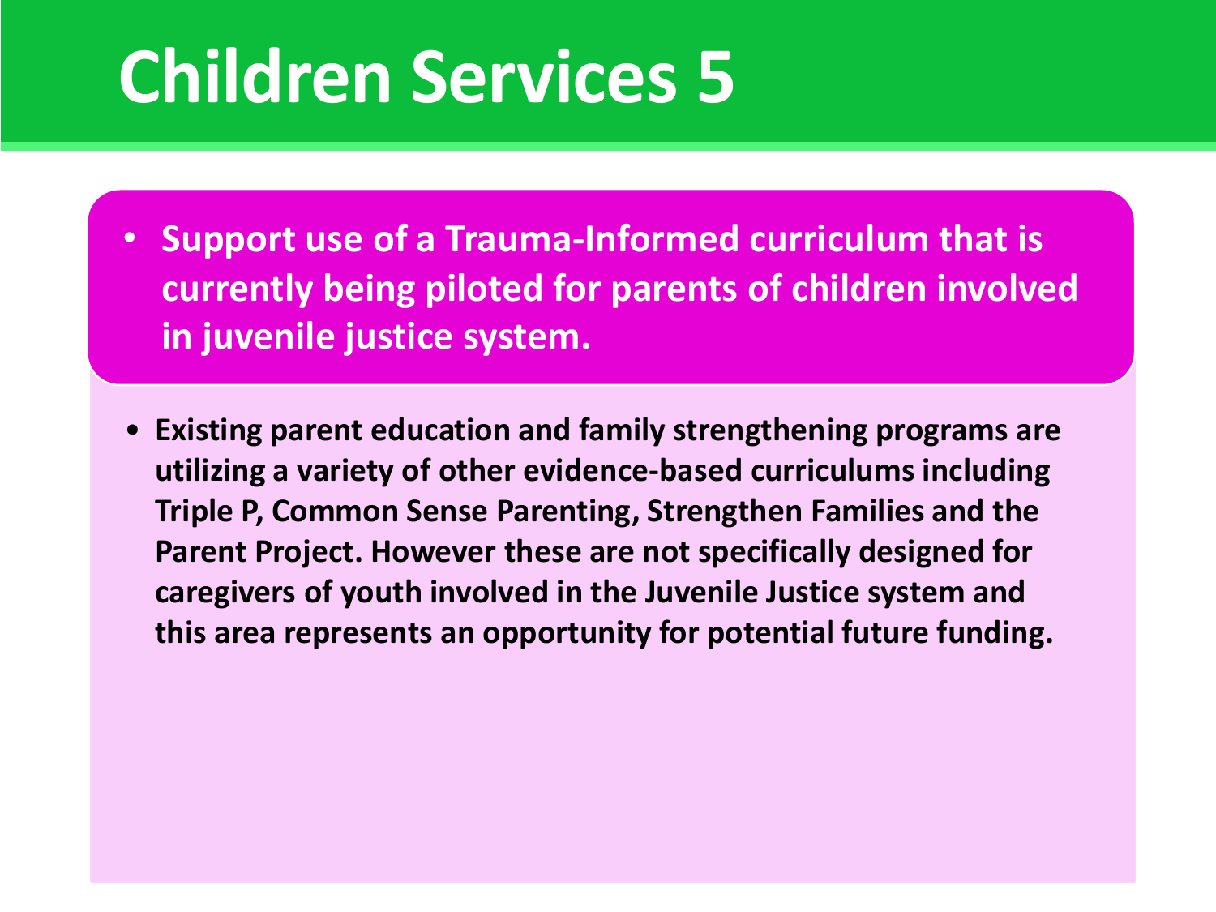# Children Services 5

- **Support use of a Trauma-Informed curriculum that is currently being piloted for parents of children involved in juvenile justice system.**

- **Existing parent education and family strengthening programs are utilizing a variety of other evidence-based curriculums including Triple P, Common Sense Parenting, Strengthen Families and the Parent Project. However these are not specifically designed for caregivers of youth involved in the Juvenile Justice system and this area represents an opportunity for potential future funding.**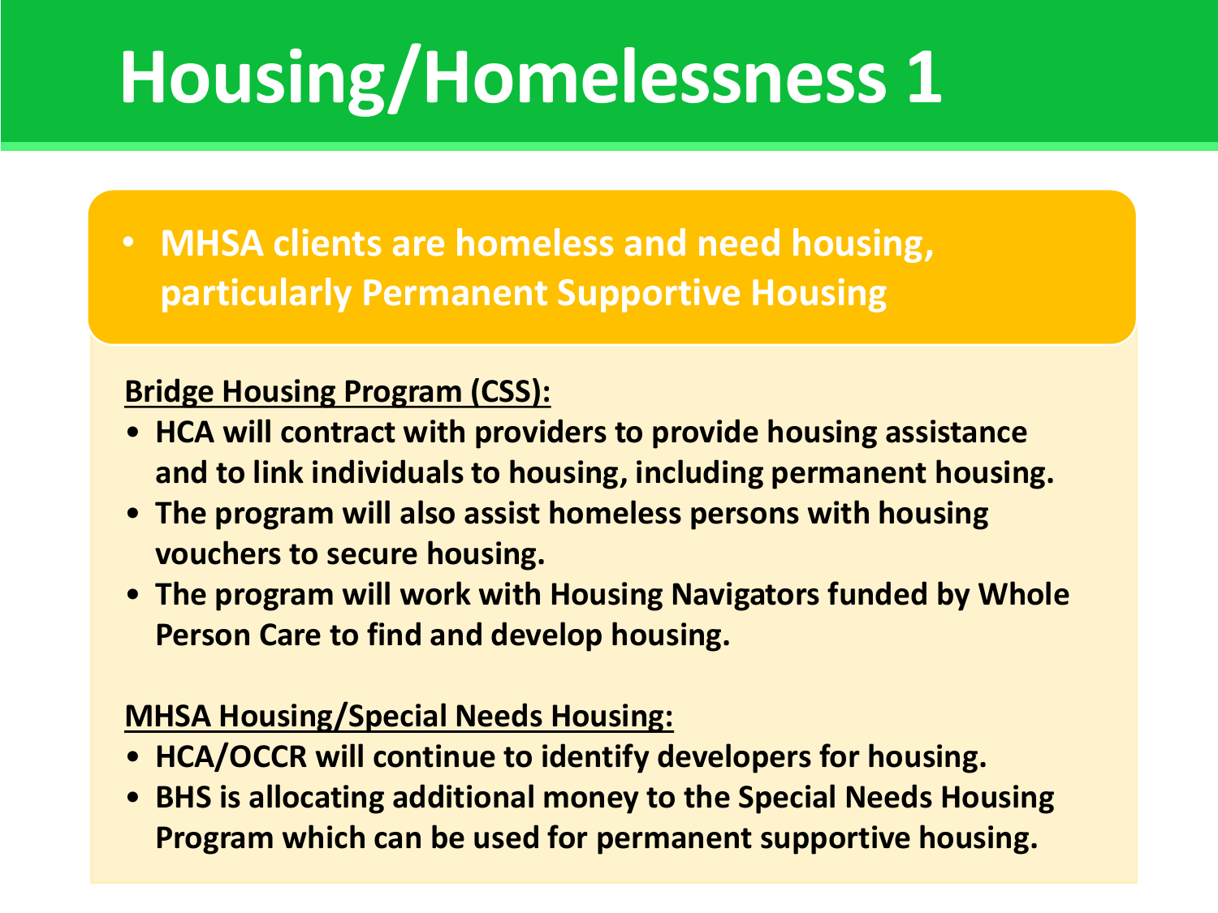# Housing/Homelessness 1

- **MHSA clients are homeless and need housing, particularly Permanent Supportive Housing**

**Bridge Housing Program (CSS):**

- **HCA will contract with providers to provide housing assistance and to link individuals to housing, including permanent housing.**
- **The program will also assist homeless persons with housing vouchers to secure housing.**
- **The program will work with Housing Navigators funded by Whole Person Care to find and develop housing.**

**MHSA Housing/Special Needs Housing:**

- **HCA/OCCR will continue to identify developers for housing.**
- **BHS is allocating additional money to the Special Needs Housing Program which can be used for permanent supportive housing.**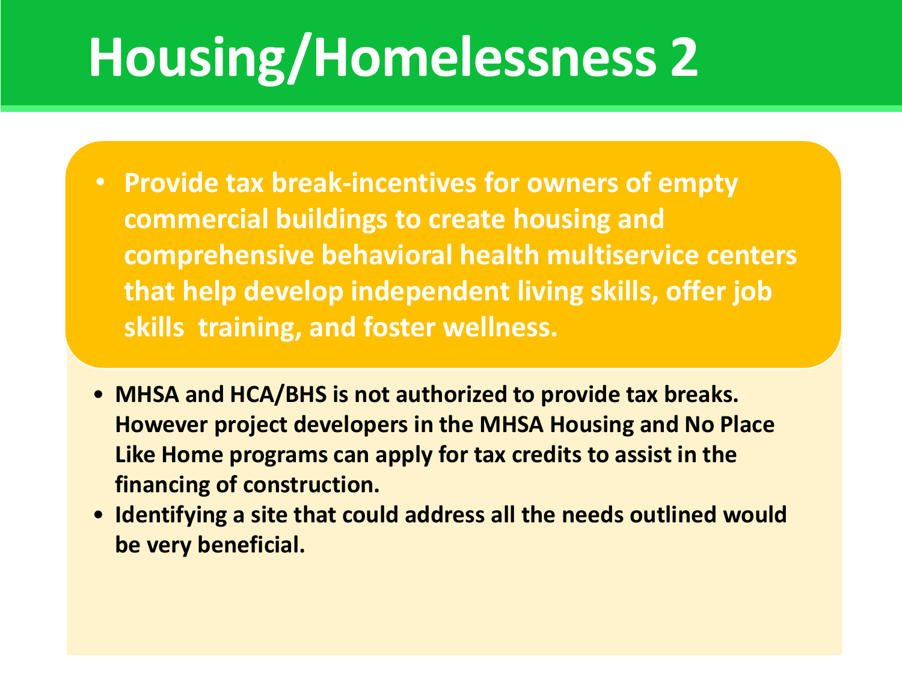# Housing/Homelessness 2

- **Provide tax break-incentives for owners of empty commercial buildings to create housing and comprehensive behavioral health multiservice centers that help develop independent living skills, offer job skills training, and foster wellness.**

- **MHSA and HCA/BHS is not authorized to provide tax breaks. However project developers in the MHSA Housing and No Place Like Home programs can apply for tax credits to assist in the financing of construction.**
- **Identifying a site that could address all the needs outlined would be very beneficial.**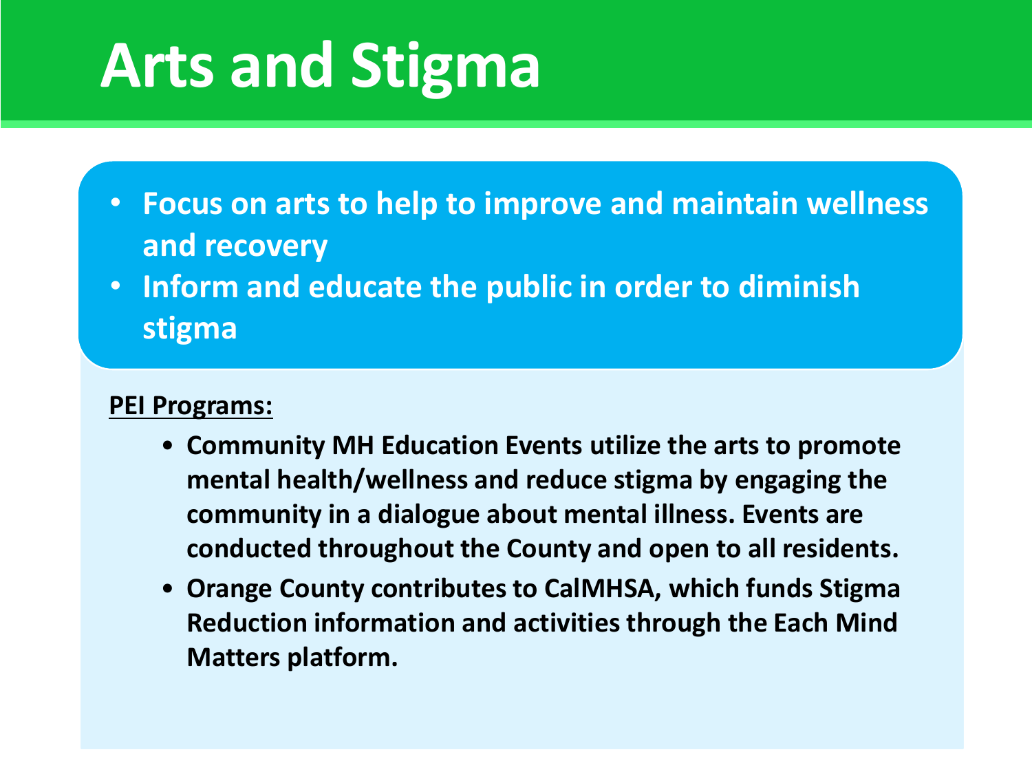# Arts and Stigma

- **Focus on arts to help to improve and maintain wellness and recovery**
- **Inform and educate the public in order to diminish stigma**

**PEI Programs:**

- **Community MH Education Events utilize the arts to promote mental health/wellness and reduce stigma by engaging the community in a dialogue about mental illness. Events are conducted throughout the County and open to all residents.**
- **Orange County contributes to CalMHSA, which funds Stigma Reduction information and activities through the Each Mind Matters platform.**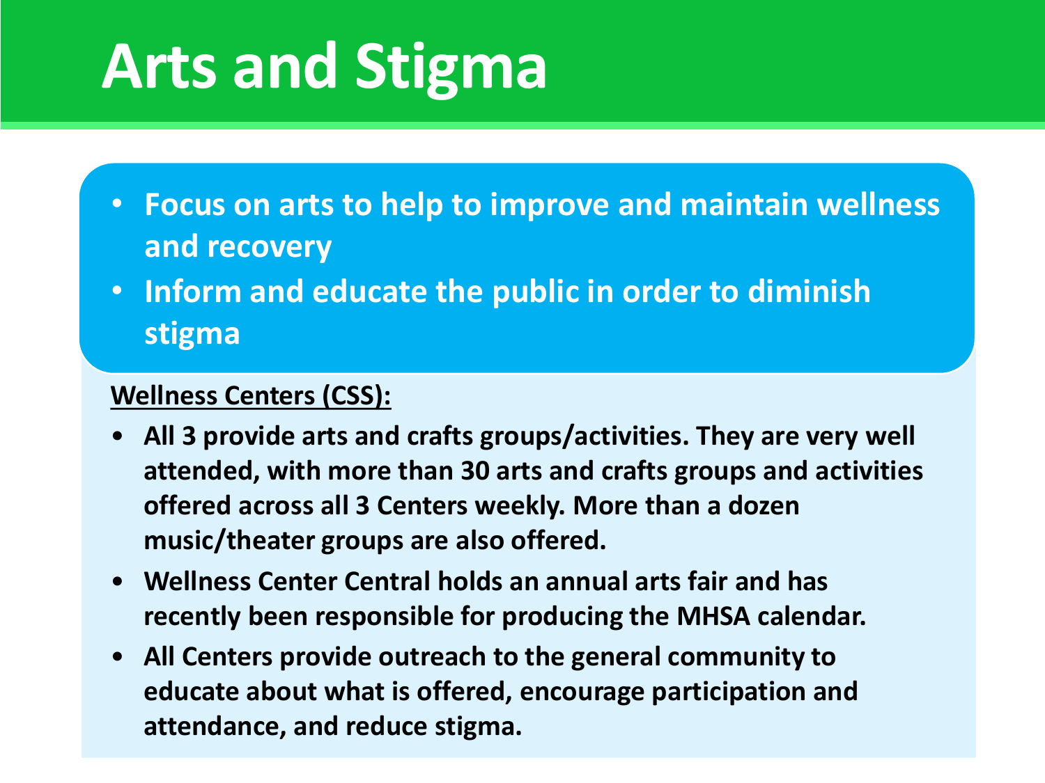# Arts and Stigma

- **Focus on arts to help to improve and maintain wellness and recovery**
- **Inform and educate the public in order to diminish stigma**

**Wellness Centers (CSS):**

- **All 3 provide arts and crafts groups/activities. They are very well attended, with more than 30 arts and crafts groups and activities offered across all 3 Centers weekly. More than a dozen music/theater groups are also offered.**
- **Wellness Center Central holds an annual arts fair and has recently been responsible for producing the MHSA calendar.**
- **All Centers provide outreach to the general community to educate about what is offered, encourage participation and attendance, and reduce stigma.**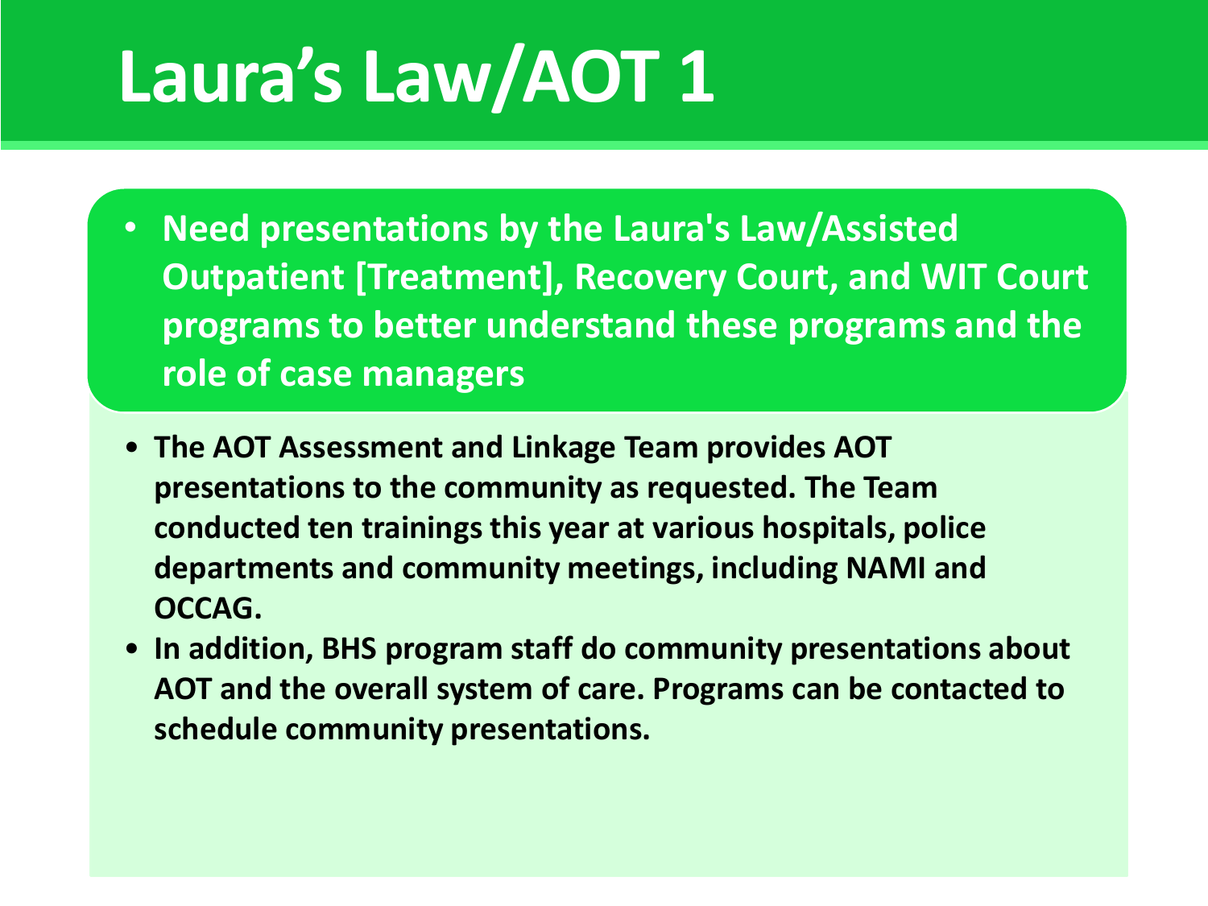# Laura's Law/AOT 1

- **Need presentations by the Laura's Law/Assisted Outpatient [Treatment], Recovery Court, and WIT Court programs to better understand these programs and the role of case managers**

- **The AOT Assessment and Linkage Team provides AOT presentations to the community as requested. The Team conducted ten trainings this year at various hospitals, police departments and community meetings, including NAMI and OCCAG.**
- **In addition, BHS program staff do community presentations about AOT and the overall system of care. Programs can be contacted to schedule community presentations.**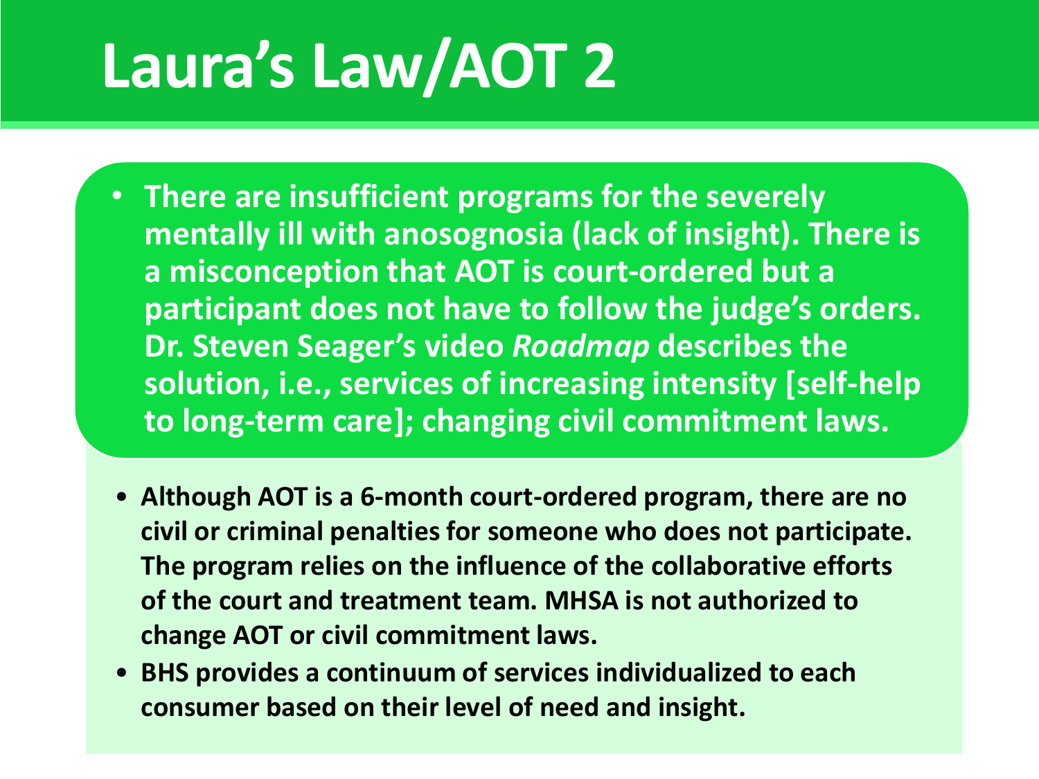# Laura's Law/AOT 2

- **There are insufficient programs for the severely mentally ill with anosognosia (lack of insight). There is a misconception that AOT is court-ordered but a participant does not have to follow the judge's orders. Dr. Steven Seager's video *Roadmap* describes the solution, i.e., services of increasing intensity [self-help to long-term care]; changing civil commitment laws.**

- **Although AOT is a 6-month court-ordered program, there are no civil or criminal penalties for someone who does not participate. The program relies on the influence of the collaborative efforts of the court and treatment team. MHSA is not authorized to change AOT or civil commitment laws.**
- **BHS provides a continuum of services individualized to each consumer based on their level of need and insight.**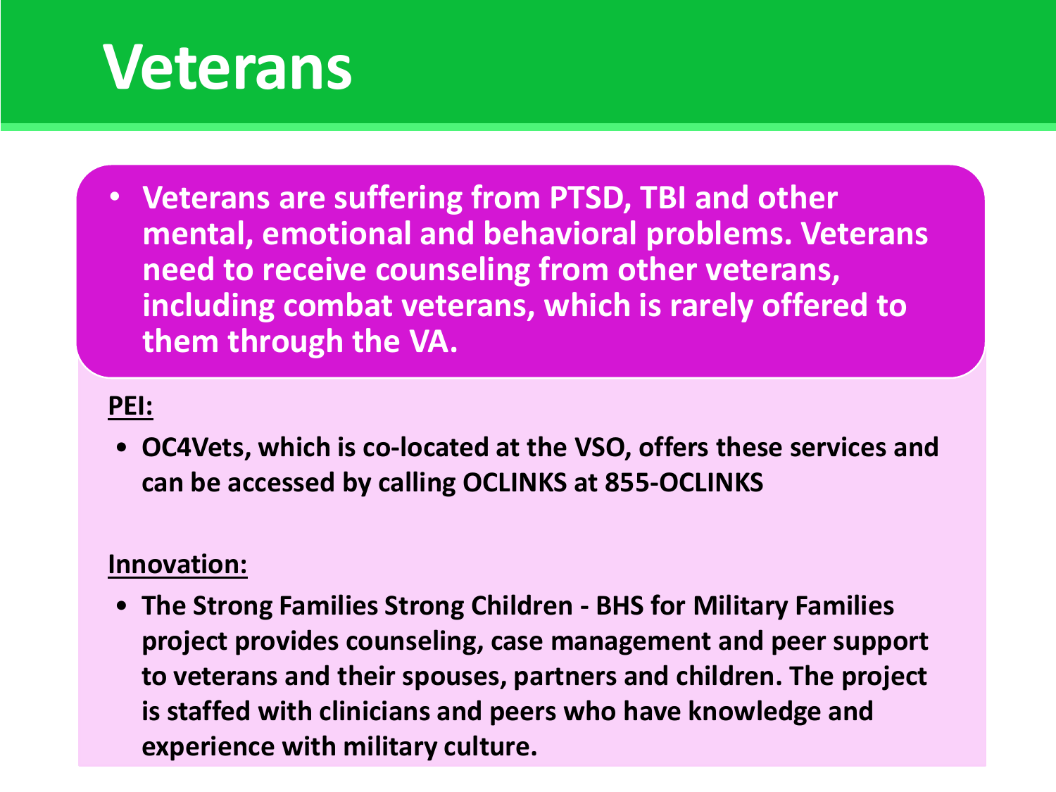# Veterans

- **Veterans are suffering from PTSD, TBI and other mental, emotional and behavioral problems. Veterans need to receive counseling from other veterans, including combat veterans, which is rarely offered to them through the VA.**

**PEI:**

- **OC4Vets, which is co-located at the VSO, offers these services and can be accessed by calling OCLINKS at 855-OCLINKS**

**Innovation:**

- **The Strong Families Strong Children - BHS for Military Families project provides counseling, case management and peer support to veterans and their spouses, partners and children. The project is staffed with clinicians and peers who have knowledge and experience with military culture.**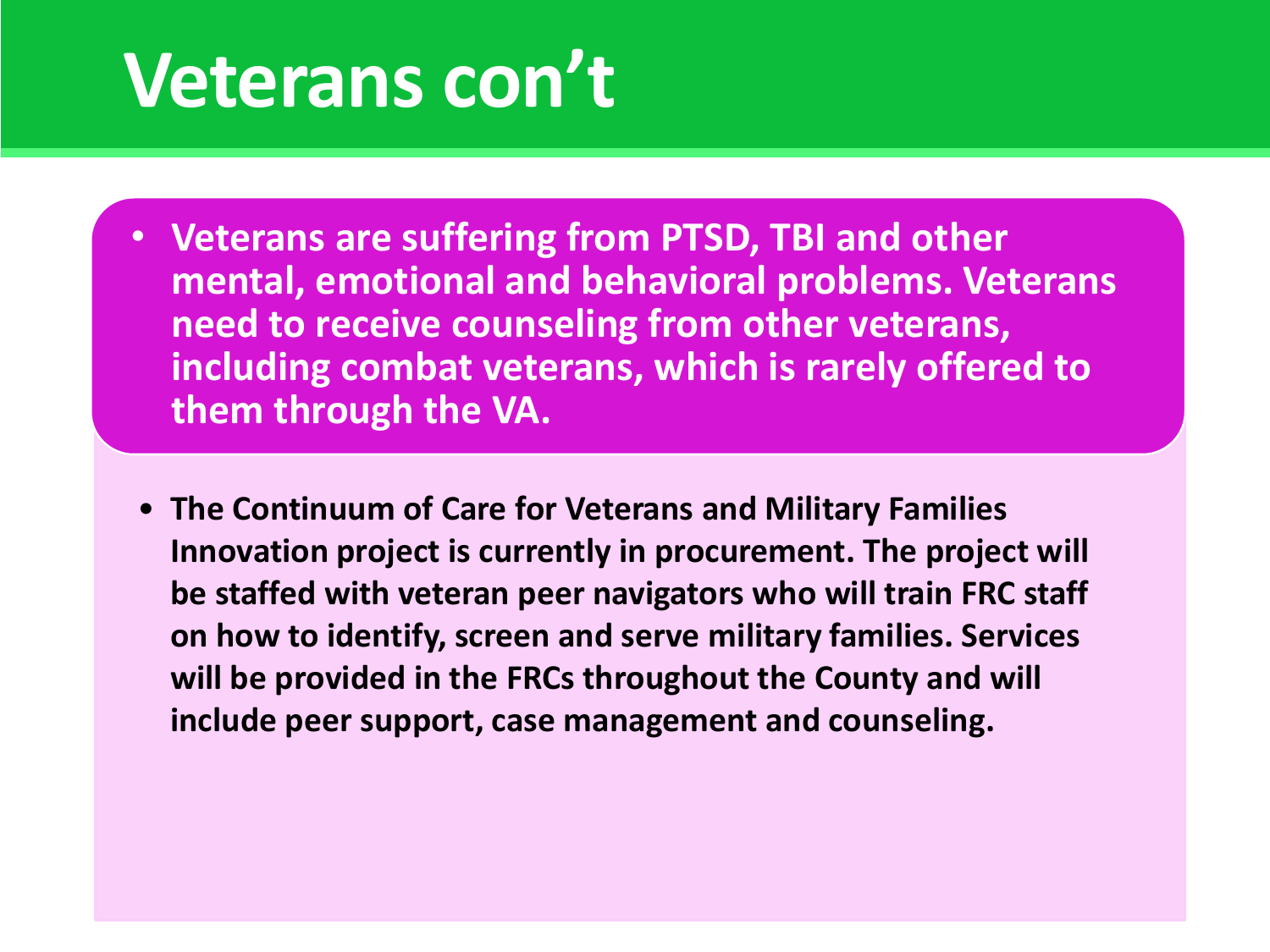# Veterans con't

- **Veterans are suffering from PTSD, TBI and other mental, emotional and behavioral problems. Veterans need to receive counseling from other veterans, including combat veterans, which is rarely offered to them through the VA.**

- **The Continuum of Care for Veterans and Military Families Innovation project is currently in procurement. The project will be staffed with veteran peer navigators who will train FRC staff on how to identify, screen and serve military families. Services will be provided in the FRCs throughout the County and will include peer support, case management and counseling.**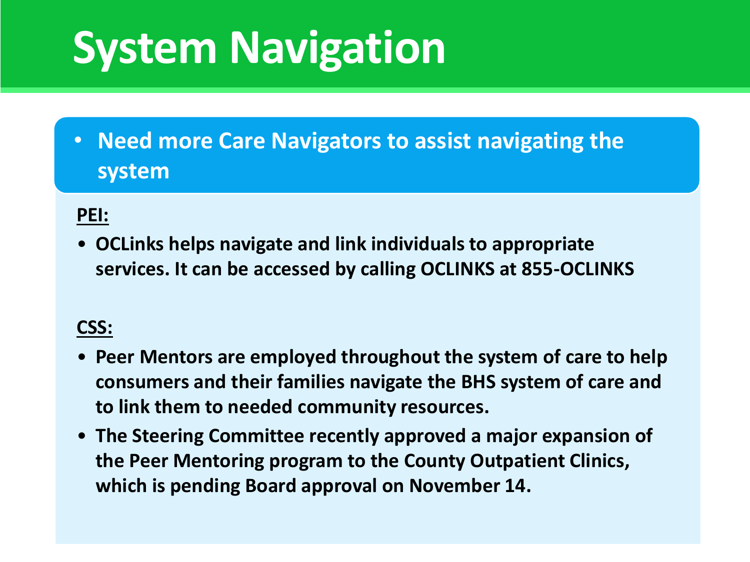# System Navigation

- **Need more Care Navigators to assist navigating the system**

**PEI:**

- **OCLinks helps navigate and link individuals to appropriate services. It can be accessed by calling OCLINKS at 855-OCLINKS**

**CSS:**

- **Peer Mentors are employed throughout the system of care to help consumers and their families navigate the BHS system of care and to link them to needed community resources.**
- **The Steering Committee recently approved a major expansion of the Peer Mentoring program to the County Outpatient Clinics, which is pending Board approval on November 14.**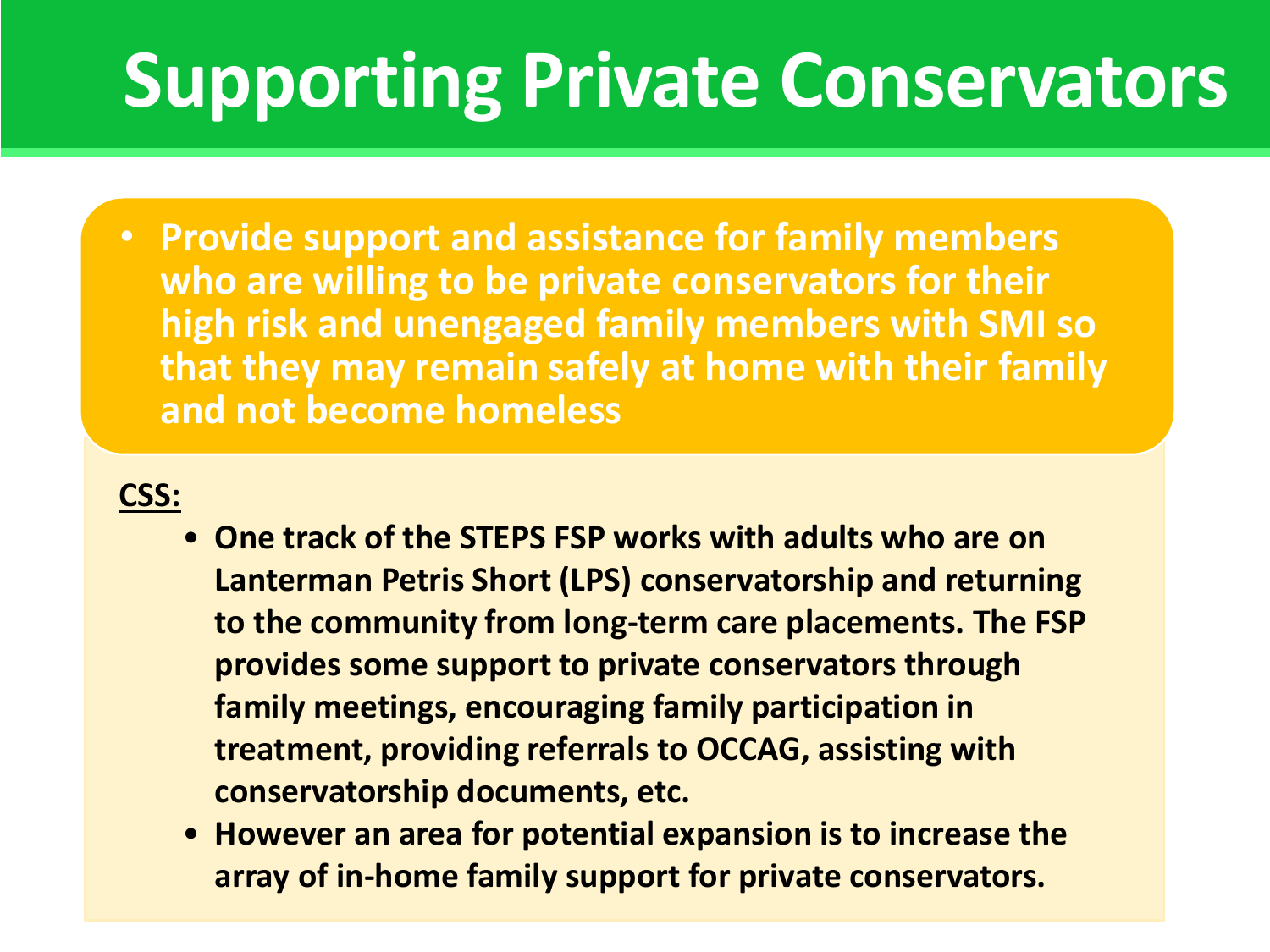# Supporting Private Conservators

- **Provide support and assistance for family members who are willing to be private conservators for their high risk and unengaged family members with SMI so that they may remain safely at home with their family and not become homeless**

**CSS:**

- **One track of the STEPS FSP works with adults who are on Lanterman Petris Short (LPS) conservatorship and returning to the community from long-term care placements. The FSP provides some support to private conservators through family meetings, encouraging family participation in treatment, providing referrals to OCCAG, assisting with conservatorship documents, etc.**
- **However an area for potential expansion is to increase the array of in-home family support for private conservators.**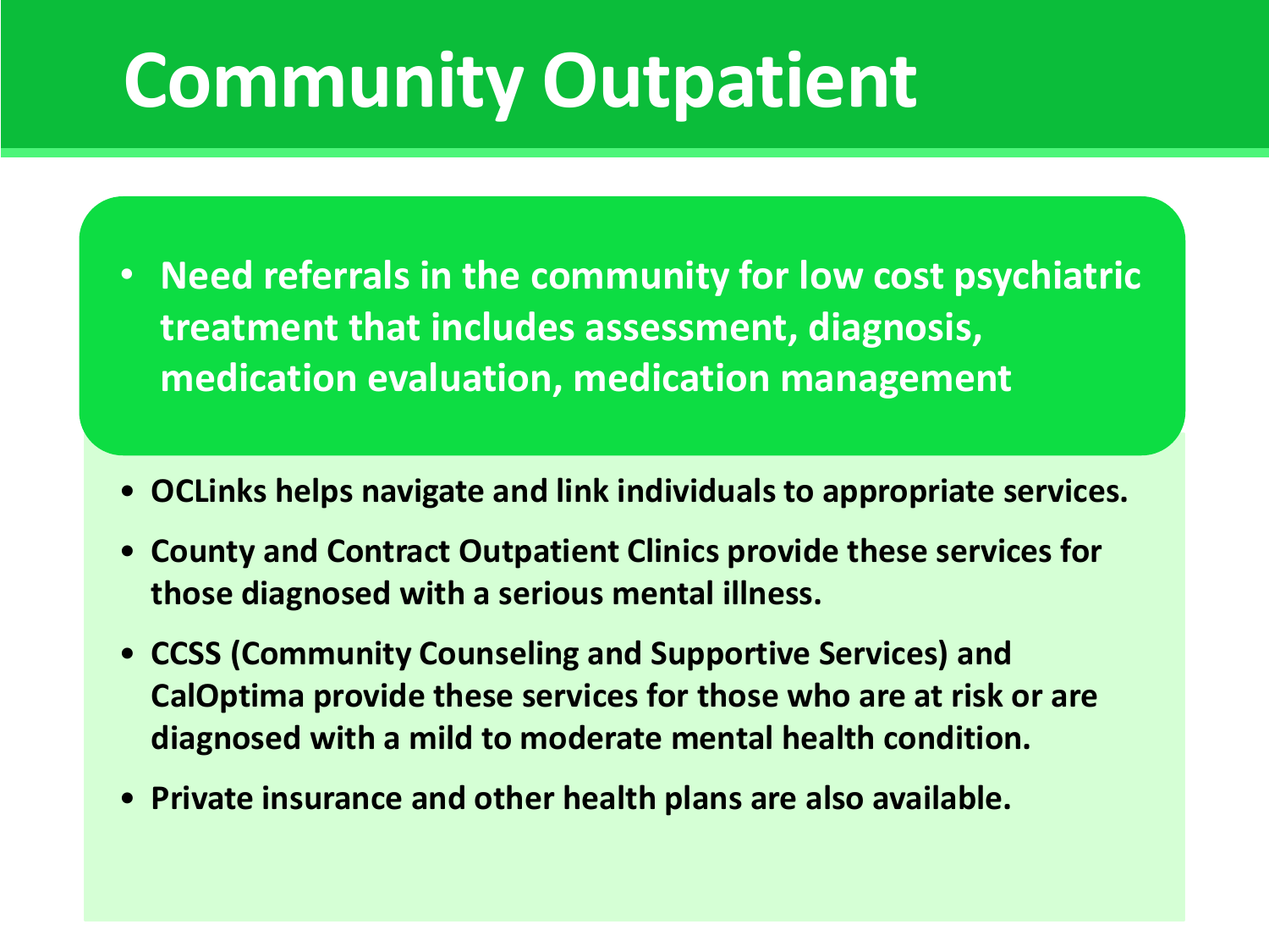# Community Outpatient

- **Need referrals in the community for low cost psychiatric treatment that includes assessment, diagnosis, medication evaluation, medication management**

- **OCLinks helps navigate and link individuals to appropriate services.**
- **County and Contract Outpatient Clinics provide these services for those diagnosed with a serious mental illness.**
- **CCSS (Community Counseling and Supportive Services) and CalOptima provide these services for those who are at risk or are diagnosed with a mild to moderate mental health condition.**
- **Private insurance and other health plans are also available.**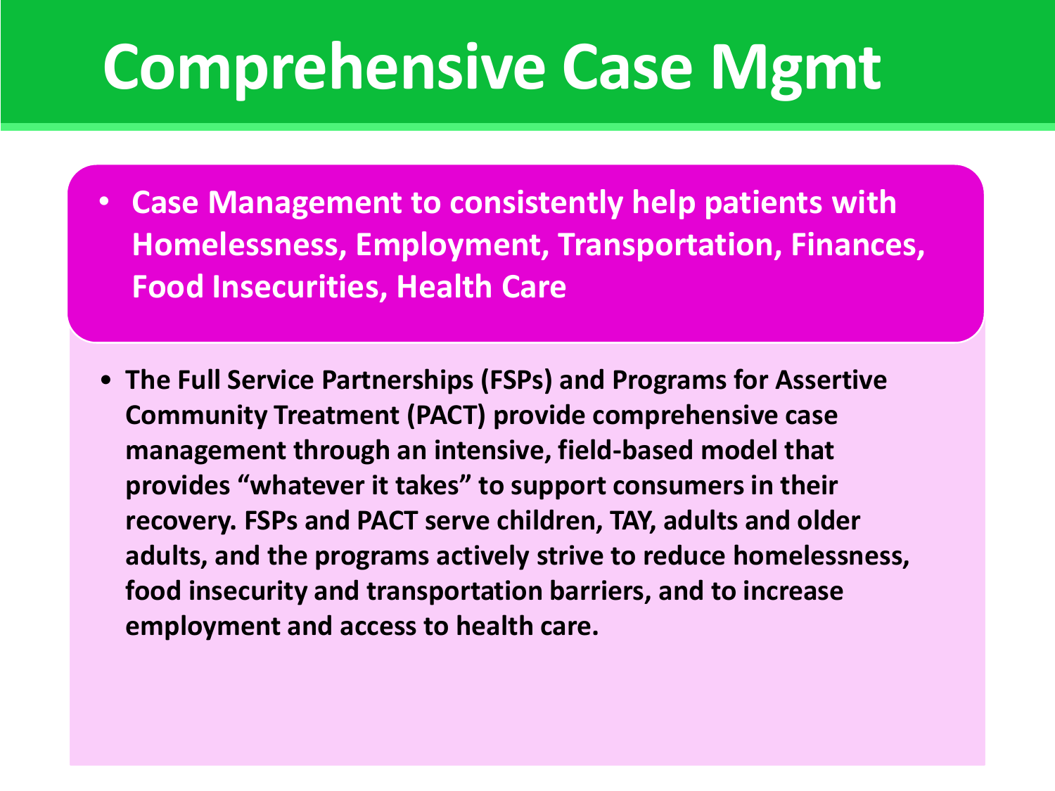# Comprehensive Case Mgmt

- **Case Management to consistently help patients with Homelessness, Employment, Transportation, Finances, Food Insecurities, Health Care**

- **The Full Service Partnerships (FSPs) and Programs for Assertive Community Treatment (PACT) provide comprehensive case management through an intensive, field-based model that provides "whatever it takes" to support consumers in their recovery. FSPs and PACT serve children, TAY, adults and older adults, and the programs actively strive to reduce homelessness, food insecurity and transportation barriers, and to increase employment and access to health care.**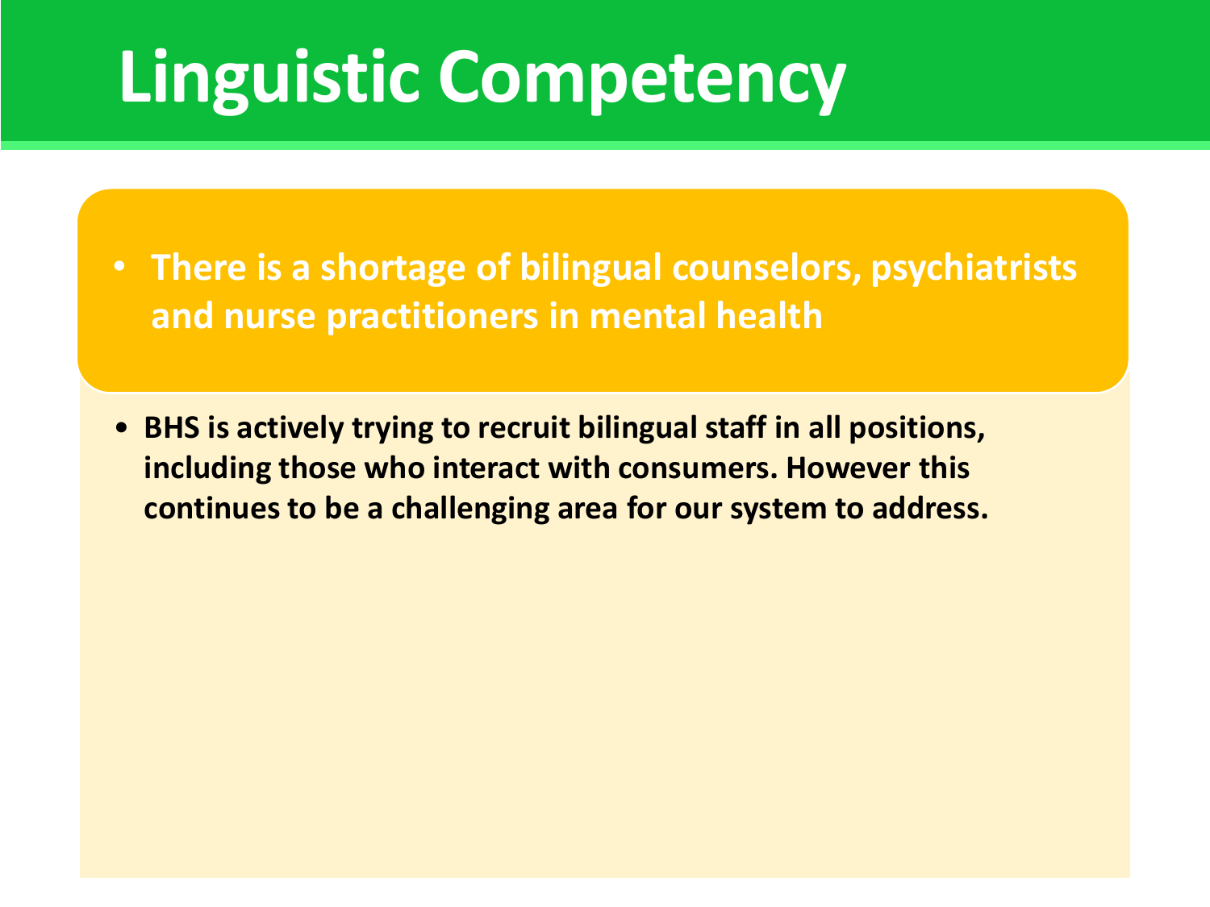# Linguistic Competency

- **There is a shortage of bilingual counselors, psychiatrists and nurse practitioners in mental health**

- **BHS is actively trying to recruit bilingual staff in all positions, including those who interact with consumers. However this continues to be a challenging area for our system to address.**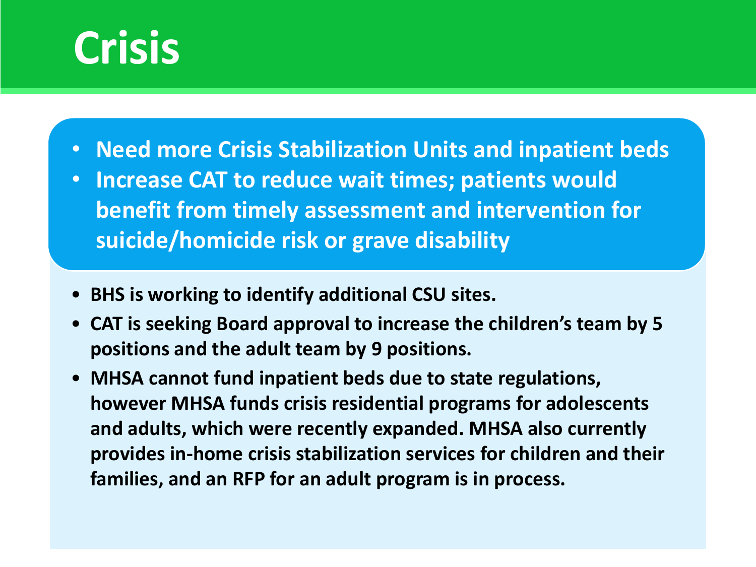# Crisis

- **Need more Crisis Stabilization Units and inpatient beds**
- **Increase CAT to reduce wait times; patients would benefit from timely assessment and intervention for suicide/homicide risk or grave disability**

- **BHS is working to identify additional CSU sites.**
- **CAT is seeking Board approval to increase the children's team by 5 positions and the adult team by 9 positions.**
- **MHSA cannot fund inpatient beds due to state regulations, however MHSA funds crisis residential programs for adolescents and adults, which were recently expanded. MHSA also currently provides in-home crisis stabilization services for children and their families, and an RFP for an adult program is in process.**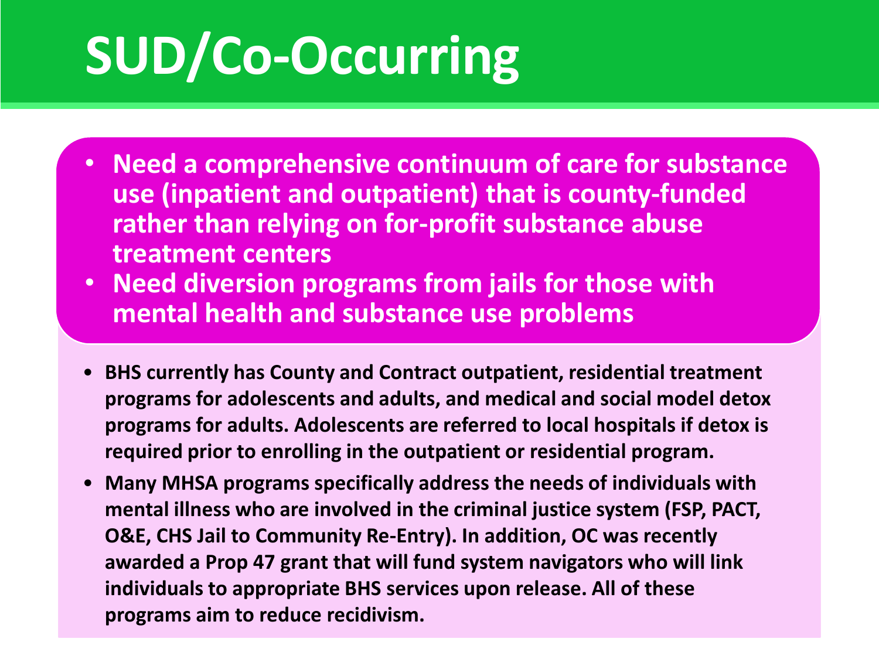# SUD/Co-Occurring

- **Need a comprehensive continuum of care for substance use (inpatient and outpatient) that is county-funded rather than relying on for-profit substance abuse treatment centers**
- **Need diversion programs from jails for those with mental health and substance use problems**

- **BHS currently has County and Contract outpatient, residential treatment programs for adolescents and adults, and medical and social model detox programs for adults. Adolescents are referred to local hospitals if detox is required prior to enrolling in the outpatient or residential program.**
- **Many MHSA programs specifically address the needs of individuals with mental illness who are involved in the criminal justice system (FSP, PACT, O&E, CHS Jail to Community Re-Entry). In addition, OC was recently awarded a Prop 47 grant that will fund system navigators who will link individuals to appropriate BHS services upon release. All of these programs aim to reduce recidivism.**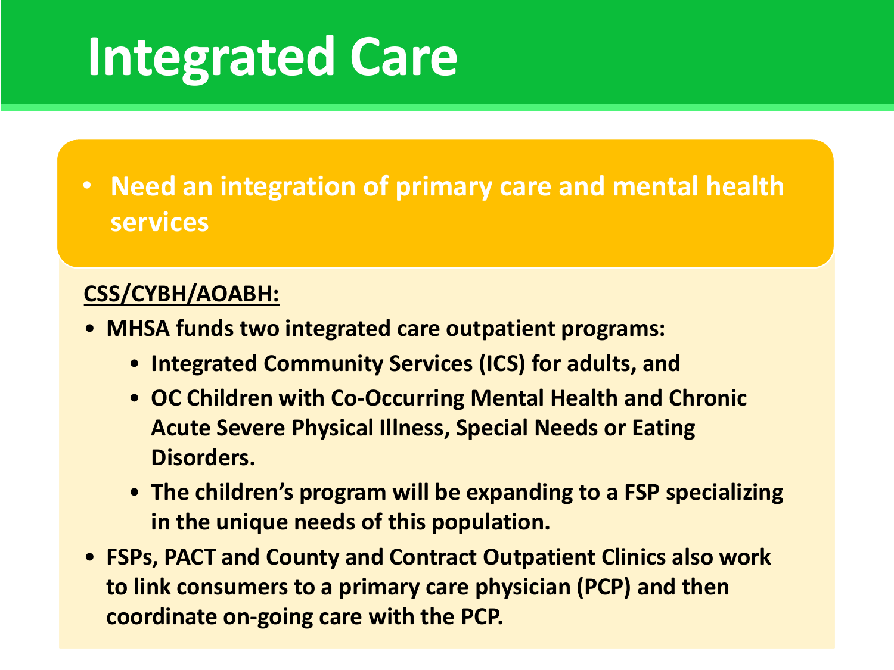# Integrated Care

- **Need an integration of primary care and mental health services**

**CSS/CYBH/AOABH:**

- **MHSA funds two integrated care outpatient programs:**
  - **Integrated Community Services (ICS) for adults, and**
  - **OC Children with Co-Occurring Mental Health and Chronic Acute Severe Physical Illness, Special Needs or Eating Disorders.**
  - **The children's program will be expanding to a FSP specializing in the unique needs of this population.**
- **FSPs, PACT and County and Contract Outpatient Clinics also work to link consumers to a primary care physician (PCP) and then coordinate on-going care with the PCP.**